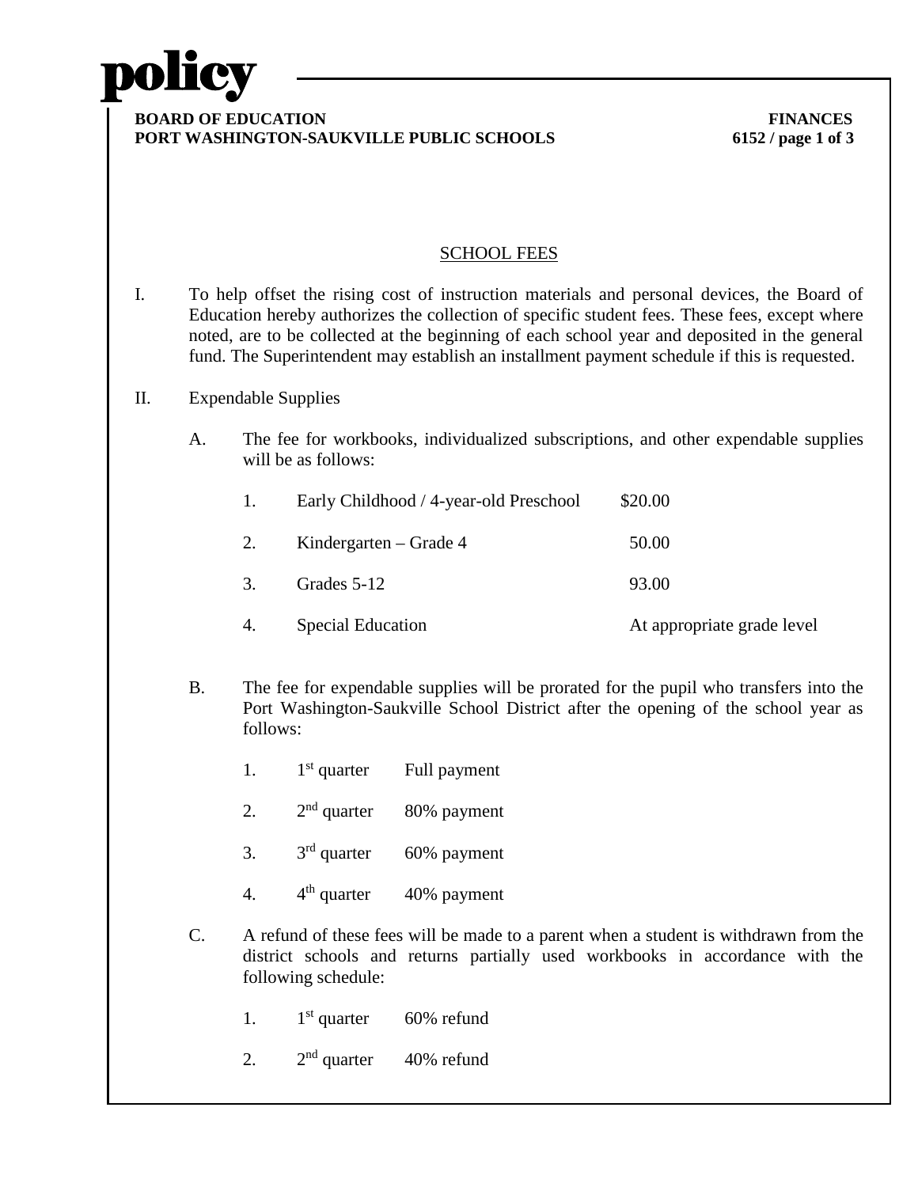**BOARD OF EDUCATION** — **FINANCES**
**PORT WASHINGTON-SAUKVILLE PUBLIC SCHOOLS** — **6152**

## SCHOOL FEES

I. To help offset the rising cost of instruction materials and personal devices, the Board of Education hereby authorizes the collection of specific student fees. These fees, except where noted, are to be collected at the beginning of each school year and deposited in the general fund. The Superintendent may establish an installment payment schedule if this is requested.

II. Expendable Supplies

A. The fee for workbooks, individualized subscriptions, and other expendable supplies will be as follows:

| | | |
|---|---|---|
| 1. | Early Childhood / 4-year-old Preschool | $20.00 |
| 2. | Kindergarten – Grade 4 | 50.00 |
| 3. | Grades 5-12 | 93.00 |
| 4. | Special Education | At appropriate grade level |

B. The fee for expendable supplies will be prorated for the pupil who transfers into the Port Washington-Saukville School District after the opening of the school year as follows:

1. 1st quarter — Full payment
2. 2nd quarter — 80% payment
3. 3rd quarter — 60% payment
4. 4th quarter — 40% payment

C. A refund of these fees will be made to a parent when a student is withdrawn from the district schools and returns partially used workbooks in accordance with the following schedule:

1. 1st quarter — 60% refund
2. 2nd quarter — 40% refund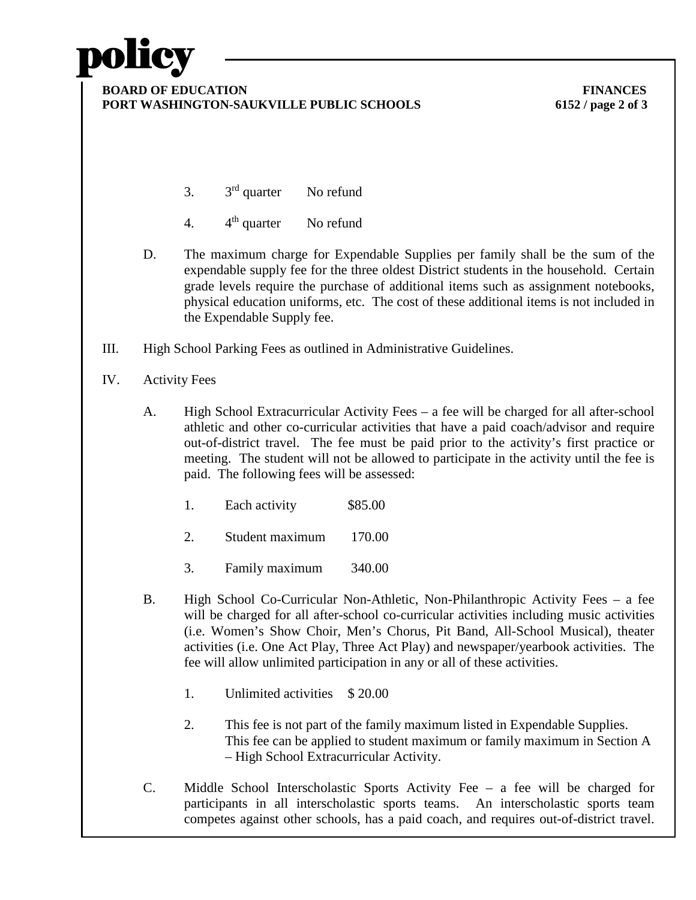3. 3rd quarter No refund

4. 4th quarter No refund

D. The maximum charge for Expendable Supplies per family shall be the sum of the expendable supply fee for the three oldest District students in the household. Certain grade levels require the purchase of additional items such as assignment notebooks, physical education uniforms, etc. The cost of these additional items is not included in the Expendable Supply fee.

III. High School Parking Fees as outlined in Administrative Guidelines.

IV. Activity Fees

A. High School Extracurricular Activity Fees – a fee will be charged for all after-school athletic and other co-curricular activities that have a paid coach/advisor and require out-of-district travel. The fee must be paid prior to the activity's first practice or meeting. The student will not be allowed to participate in the activity until the fee is paid. The following fees will be assessed:

1. Each activity $85.00

2. Student maximum 170.00

3. Family maximum 340.00

B. High School Co-Curricular Non-Athletic, Non-Philanthropic Activity Fees – a fee will be charged for all after-school co-curricular activities including music activities (i.e. Women's Show Choir, Men's Chorus, Pit Band, All-School Musical), theater activities (i.e. One Act Play, Three Act Play) and newspaper/yearbook activities. The fee will allow unlimited participation in any or all of these activities.

1. Unlimited activities $ 20.00

2. This fee is not part of the family maximum listed in Expendable Supplies. This fee can be applied to student maximum or family maximum in Section A – High School Extracurricular Activity.

C. Middle School Interscholastic Sports Activity Fee – a fee will be charged for participants in all interscholastic sports teams. An interscholastic sports team competes against other schools, has a paid coach, and requires out-of-district travel.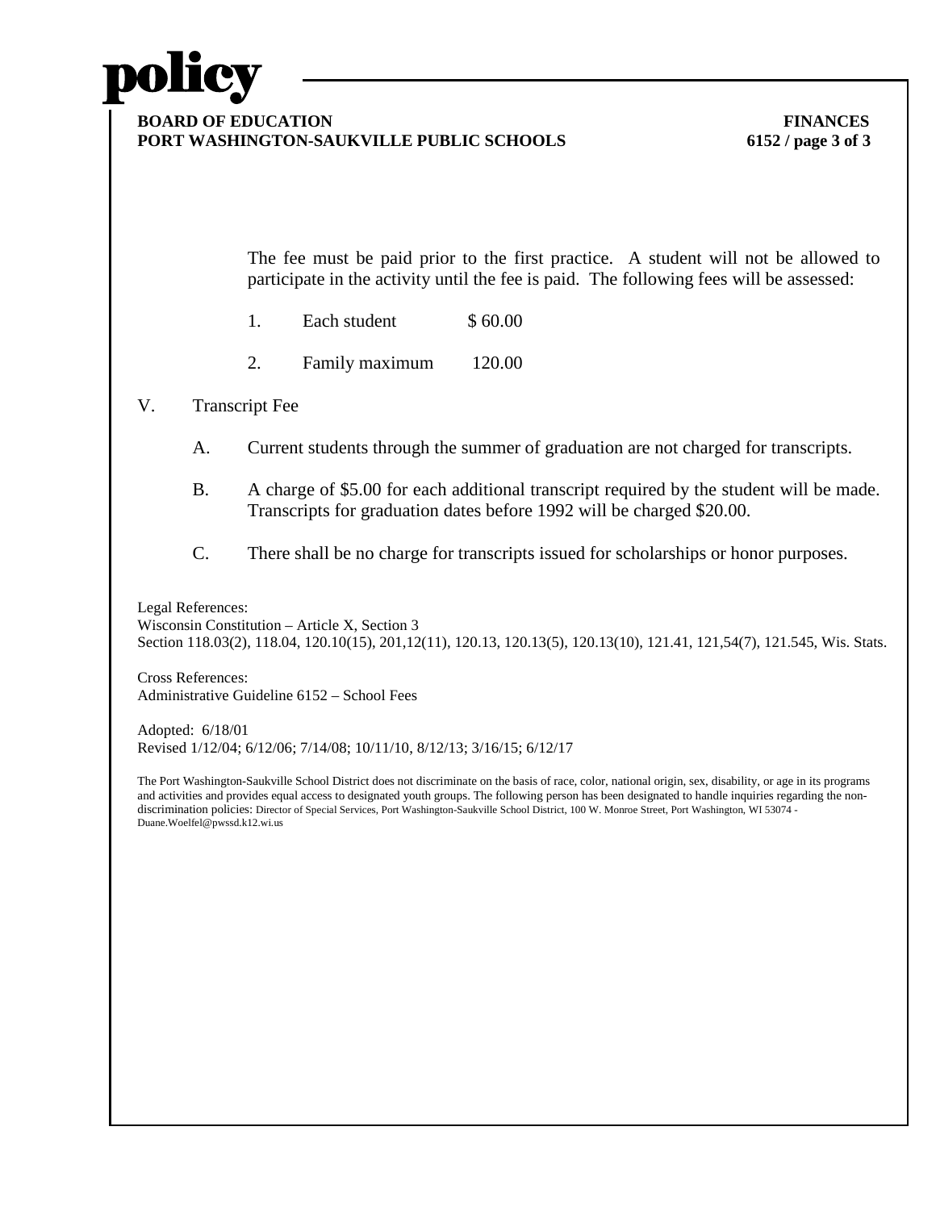The fee must be paid prior to the first practice. A student will not be allowed to participate in the activity until the fee is paid. The following fees will be assessed:

1. Each student $ 60.00
2. Family maximum 120.00

V. Transcript Fee

A. Current students through the summer of graduation are not charged for transcripts.

B. A charge of $5.00 for each additional transcript required by the student will be made. Transcripts for graduation dates before 1992 will be charged $20.00.

C. There shall be no charge for transcripts issued for scholarships or honor purposes.

Legal References:
Wisconsin Constitution – Article X, Section 3
Section 118.03(2), 118.04, 120.10(15), 201,12(11), 120.13, 120.13(5), 120.13(10), 121.41, 121,54(7), 121.545, Wis. Stats.

Cross References:
Administrative Guideline 6152 – School Fees

Adopted: 6/18/01
Revised 1/12/04; 6/12/06; 7/14/08; 10/11/10, 8/12/13; 3/16/15; 6/12/17

The Port Washington-Saukville School District does not discriminate on the basis of race, color, national origin, sex, disability, or age in its programs and activities and provides equal access to designated youth groups. The following person has been designated to handle inquiries regarding the non-discrimination policies: Director of Special Services, Port Washington-Saukville School District, 100 W. Monroe Street, Port Washington, WI 53074 - Duane.Woelfel@pwssd.k12.wi.us